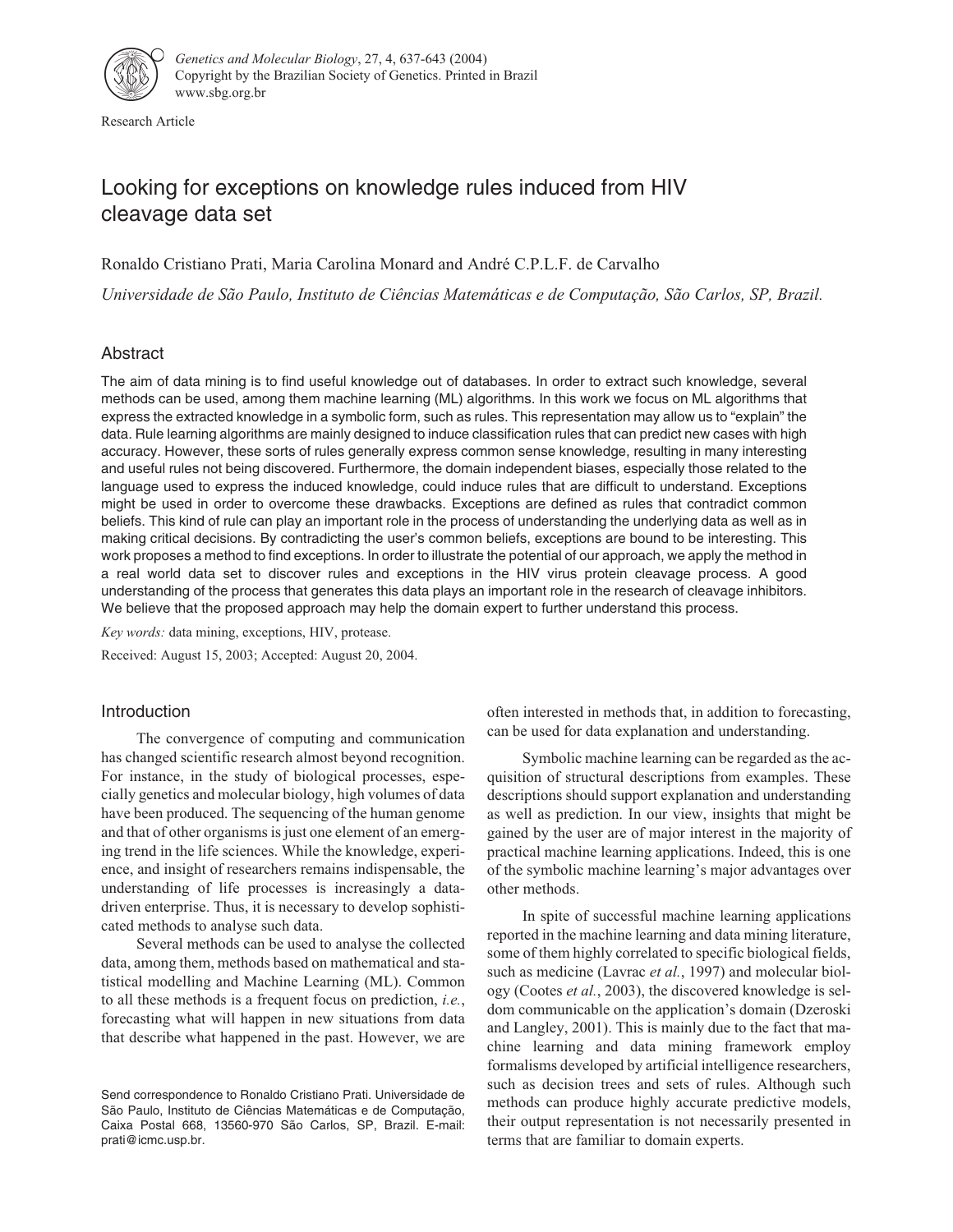Research Article

# Looking for exceptions on knowledge rules induced from HIV cleavage data set

Ronaldo Cristiano Prati, Maria Carolina Monard and André C.P.L.F. de Carvalho

*Universidade de São Paulo, Instituto de Ciências Matemáticas e de Computação, São Carlos, SP, Brazil.*

## Abstract

The aim of data mining is to find useful knowledge out of databases. In order to extract such knowledge, several methods can be used, among them machine learning (ML) algorithms. In this work we focus on ML algorithms that express the extracted knowledge in a symbolic form, such as rules. This representation may allow us to "explain" the data. Rule learning algorithms are mainly designed to induce classification rules that can predict new cases with high accuracy. However, these sorts of rules generally express common sense knowledge, resulting in many interesting and useful rules not being discovered. Furthermore, the domain independent biases, especially those related to the language used to express the induced knowledge, could induce rules that are difficult to understand. Exceptions might be used in order to overcome these drawbacks. Exceptions are defined as rules that contradict common beliefs. This kind of rule can play an important role in the process of understanding the underlying data as well as in making critical decisions. By contradicting the user's common beliefs, exceptions are bound to be interesting. This work proposes a method to find exceptions. In order to illustrate the potential of our approach, we apply the method in a real world data set to discover rules and exceptions in the HIV virus protein cleavage process. A good understanding of the process that generates this data plays an important role in the research of cleavage inhibitors. We believe that the proposed approach may help the domain expert to further understand this process.

*Key words:* data mining, exceptions, HIV, protease.

Received: August 15, 2003; Accepted: August 20, 2004.

## Introduction

The convergence of computing and communication has changed scientific research almost beyond recognition. For instance, in the study of biological processes, especially genetics and molecular biology, high volumes of data have been produced. The sequencing of the human genome and that of other organisms is just one element of an emerging trend in the life sciences. While the knowledge, experience, and insight of researchers remains indispensable, the understanding of life processes is increasingly a data-driven enterprise. Thus, it is necessary to develop sophisticated methods to analyse such data.

Several methods can be used to analyse the collected data, among them, methods based on mathematical and statistical modelling and Machine Learning (ML). Common to all these methods is a frequent focus on prediction, *i.e.*, forecasting what will happen in new situations from data that describe what happened in the past. However, we are often interested in methods that, in addition to forecasting, can be used for data explanation and understanding.

Symbolic machine learning can be regarded as the acquisition of structural descriptions from examples. These descriptions should support explanation and understanding as well as prediction. In our view, insights that might be gained by the user are of major interest in the majority of practical machine learning applications. Indeed, this is one of the symbolic machine learning's major advantages over other methods.

In spite of successful machine learning applications reported in the machine learning and data mining literature, some of them highly correlated to specific biological fields, such as medicine (Lavrac *et al.*, 1997) and molecular biology (Cootes *et al.*, 2003), the discovered knowledge is seldom communicable on the application's domain (Dzeroski and Langley, 2001). This is mainly due to the fact that machine learning and data mining framework employ formalisms developed by artificial intelligence researchers, such as decision trees and sets of rules. Although such methods can produce highly accurate predictive models, their output representation is not necessarily presented in terms that are familiar to domain experts.

Send correspondence to Ronaldo Cristiano Prati. Universidade de São Paulo, Instituto de Ciências Matemáticas e de Computação, Caixa Postal 668, 13560-970 São Carlos, SP, Brazil. E-mail: prati@icmc.usp.br.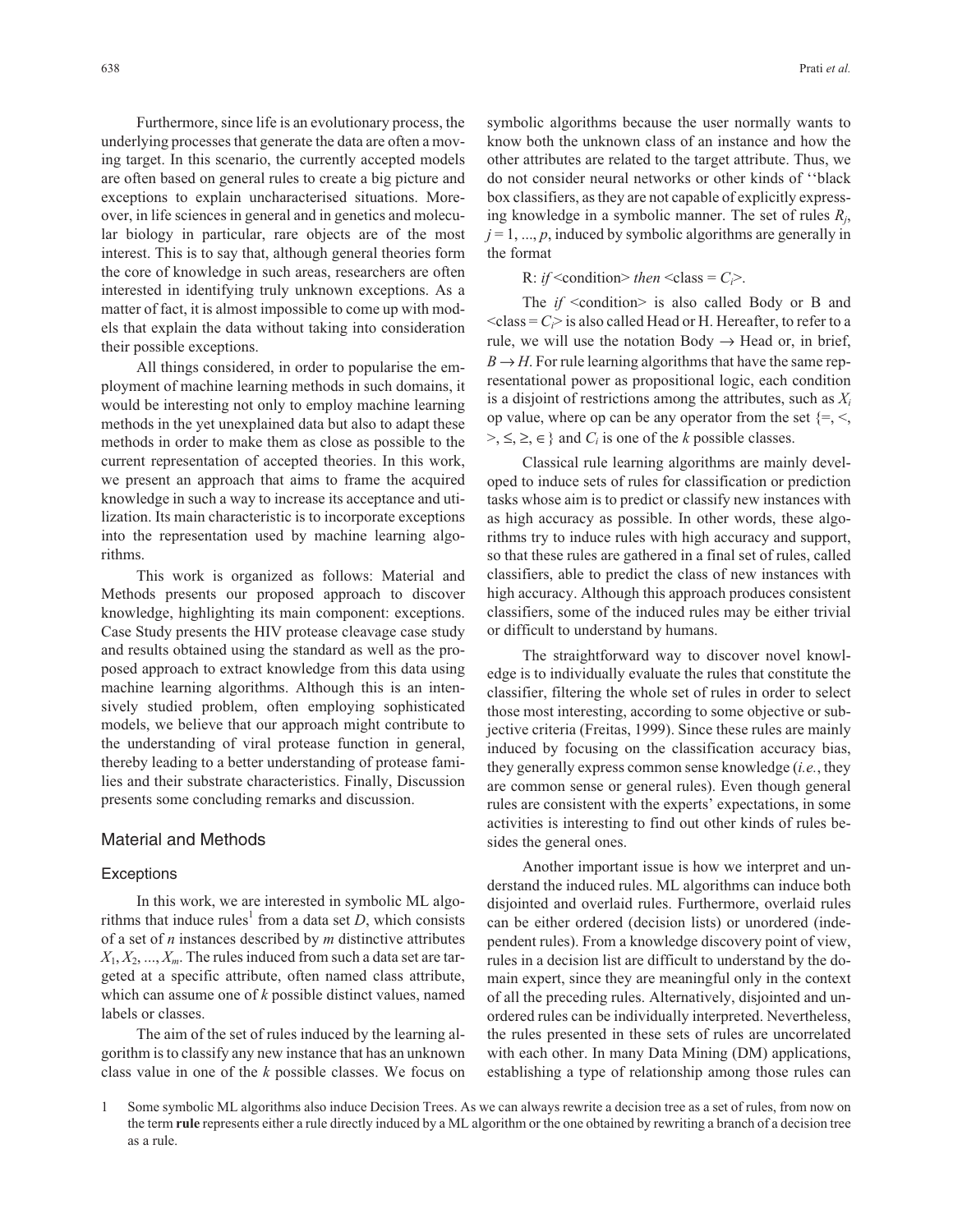Furthermore, since life is an evolutionary process, the underlying processes that generate the data are often a moving target. In this scenario, the currently accepted models are often based on general rules to create a big picture and exceptions to explain uncharacterised situations. Moreover, in life sciences in general and in genetics and molecular biology in particular, rare objects are of the most interest. This is to say that, although general theories form the core of knowledge in such areas, researchers are often interested in identifying truly unknown exceptions. As a matter of fact, it is almost impossible to come up with models that explain the data without taking into consideration their possible exceptions.

All things considered, in order to popularise the employment of machine learning methods in such domains, it would be interesting not only to employ machine learning methods in the yet unexplained data but also to adapt these methods in order to make them as close as possible to the current representation of accepted theories. In this work, we present an approach that aims to frame the acquired knowledge in such a way to increase its acceptance and utilization. Its main characteristic is to incorporate exceptions into the representation used by machine learning algorithms.

This work is organized as follows: Material and Methods presents our proposed approach to discover knowledge, highlighting its main component: exceptions. Case Study presents the HIV protease cleavage case study and results obtained using the standard as well as the proposed approach to extract knowledge from this data using machine learning algorithms. Although this is an intensively studied problem, often employing sophisticated models, we believe that our approach might contribute to the understanding of viral protease function in general, thereby leading to a better understanding of protease families and their substrate characteristics. Finally, Discussion presents some concluding remarks and discussion.

## Material and Methods

### Exceptions

In this work, we are interested in symbolic ML algorithms that induce rules[1] from a data set $D$, which consists of a set of $n$ instances described by $m$ distinctive attributes $X_1, X_2, ..., X_m$. The rules induced from such a data set are targeted at a specific attribute, often named class attribute, which can assume one of $k$ possible distinct values, named labels or classes.

The aim of the set of rules induced by the learning algorithm is to classify any new instance that has an unknown class value in one of the $k$ possible classes. We focus on symbolic algorithms because the user normally wants to know both the unknown class of an instance and how the other attributes are related to the target attribute. Thus, we do not consider neural networks or other kinds of ''black box classifiers, as they are not capable of explicitly expressing knowledge in a symbolic manner. The set of rules $R_j$, $j = 1, ..., p$, induced by symbolic algorithms are generally in the format

R: *if* <condition> *then* <class = $C_i$>.

The *if* <condition> is also called Body or B and <class = $C_i$> is also called Head or H. Hereafter, to refer to a rule, we will use the notation Body $\rightarrow$ Head or, in brief, $B \rightarrow H$. For rule learning algorithms that have the same representational power as propositional logic, each condition is a disjoint of restrictions among the attributes, such as $X_i$ op value, where op can be any operator from the set $\{=, <, >, \leq, \geq, \in\}$ and $C_i$ is one of the $k$ possible classes.

Classical rule learning algorithms are mainly developed to induce sets of rules for classification or prediction tasks whose aim is to predict or classify new instances with as high accuracy as possible. In other words, these algorithms try to induce rules with high accuracy and support, so that these rules are gathered in a final set of rules, called classifiers, able to predict the class of new instances with high accuracy. Although this approach produces consistent classifiers, some of the induced rules may be either trivial or difficult to understand by humans.

The straightforward way to discover novel knowledge is to individually evaluate the rules that constitute the classifier, filtering the whole set of rules in order to select those most interesting, according to some objective or subjective criteria (Freitas, 1999). Since these rules are mainly induced by focusing on the classification accuracy bias, they generally express common sense knowledge (*i.e.*, they are common sense or general rules). Even though general rules are consistent with the experts' expectations, in some activities is interesting to find out other kinds of rules besides the general ones.

Another important issue is how we interpret and understand the induced rules. ML algorithms can induce both disjointed and overlaid rules. Furthermore, overlaid rules can be either ordered (decision lists) or unordered (independent rules). From a knowledge discovery point of view, rules in a decision list are difficult to understand by the domain expert, since they are meaningful only in the context of all the preceding rules. Alternatively, disjointed and unordered rules can be individually interpreted. Nevertheless, the rules presented in these sets of rules are uncorrelated with each other. In many Data Mining (DM) applications, establishing a type of relationship among those rules can

1 Some symbolic ML algorithms also induce Decision Trees. As we can always rewrite a decision tree as a set of rules, from now on the term **rule** represents either a rule directly induced by a ML algorithm or the one obtained by rewriting a branch of a decision tree as a rule.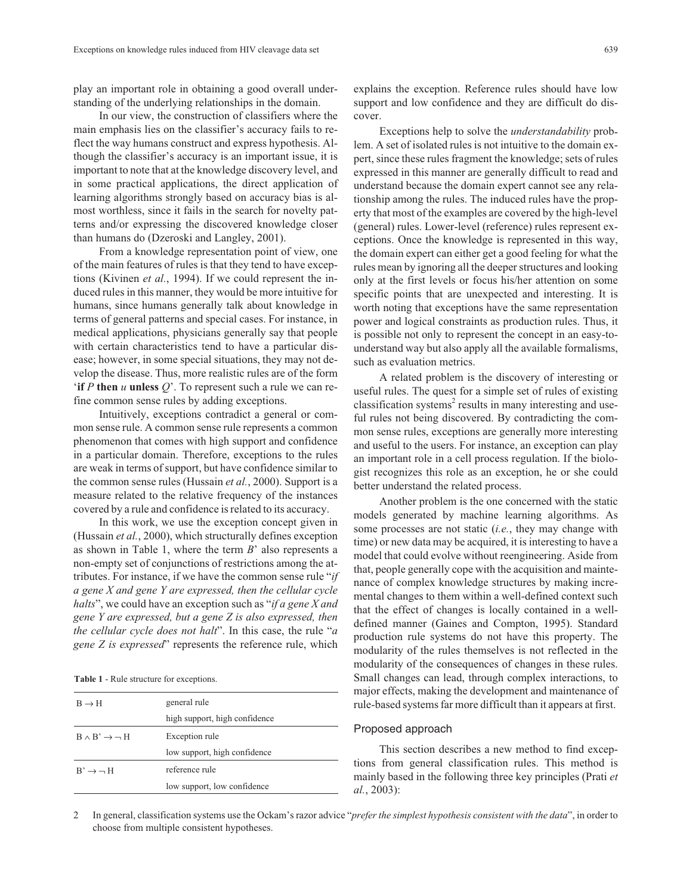play an important role in obtaining a good overall understanding of the underlying relationships in the domain.

In our view, the construction of classifiers where the main emphasis lies on the classifier's accuracy fails to reflect the way humans construct and express hypothesis. Although the classifier's accuracy is an important issue, it is important to note that at the knowledge discovery level, and in some practical applications, the direct application of learning algorithms strongly based on accuracy bias is almost worthless, since it fails in the search for novelty patterns and/or expressing the discovered knowledge closer than humans do (Dzeroski and Langley, 2001).

From a knowledge representation point of view, one of the main features of rules is that they tend to have exceptions (Kivinen *et al.*, 1994). If we could represent the induced rules in this manner, they would be more intuitive for humans, since humans generally talk about knowledge in terms of general patterns and special cases. For instance, in medical applications, physicians generally say that people with certain characteristics tend to have a particular disease; however, in some special situations, they may not develop the disease. Thus, more realistic rules are of the form '**if** *P* **then** *u* **unless** *Q*'. To represent such a rule we can refine common sense rules by adding exceptions.

Intuitively, exceptions contradict a general or common sense rule. A common sense rule represents a common phenomenon that comes with high support and confidence in a particular domain. Therefore, exceptions to the rules are weak in terms of support, but have confidence similar to the common sense rules (Hussain *et al.*, 2000). Support is a measure related to the relative frequency of the instances covered by a rule and confidence is related to its accuracy.

In this work, we use the exception concept given in (Hussain *et al.*, 2000), which structurally defines exception as shown in Table 1, where the term *B*' also represents a non-empty set of conjunctions of restrictions among the attributes. For instance, if we have the common sense rule "*if a gene X and gene Y are expressed, then the cellular cycle halts*", we could have an exception such as "*if a gene X and gene Y are expressed, but a gene Z is also expressed, then the cellular cycle does not halt*". In this case, the rule "*a gene Z is expressed*" represents the reference rule, which explains the exception. Reference rules should have low support and low confidence and they are difficult do discover.

**Table 1** - Rule structure for exceptions.

| | |
|---|---|
| $B \rightarrow H$ | general rule |
| | high support, high confidence |
| $B \wedge B' \rightarrow \neg H$ | Exception rule |
| | low support, high confidence |
| $B' \rightarrow \neg H$ | reference rule |
| | low support, low confidence |

Exceptions help to solve the *understandability* problem. A set of isolated rules is not intuitive to the domain expert, since these rules fragment the knowledge; sets of rules expressed in this manner are generally difficult to read and understand because the domain expert cannot see any relationship among the rules. The induced rules have the property that most of the examples are covered by the high-level (general) rules. Lower-level (reference) rules represent exceptions. Once the knowledge is represented in this way, the domain expert can either get a good feeling for what the rules mean by ignoring all the deeper structures and looking only at the first levels or focus his/her attention on some specific points that are unexpected and interesting. It is worth noting that exceptions have the same representation power and logical constraints as production rules. Thus, it is possible not only to represent the concept in an easy-to-understand way but also apply all the available formalisms, such as evaluation metrics.

A related problem is the discovery of interesting or useful rules. The quest for a simple set of rules of existing classification systems[2] results in many interesting and useful rules not being discovered. By contradicting the common sense rules, exceptions are generally more interesting and useful to the users. For instance, an exception can play an important role in a cell process regulation. If the biologist recognizes this role as an exception, he or she could better understand the related process.

Another problem is the one concerned with the static models generated by machine learning algorithms. As some processes are not static (*i.e.*, they may change with time) or new data may be acquired, it is interesting to have a model that could evolve without reengineering. Aside from that, people generally cope with the acquisition and maintenance of complex knowledge structures by making incremental changes to them within a well-defined context such that the effect of changes is locally contained in a well-defined manner (Gaines and Compton, 1995). Standard production rule systems do not have this property. The modularity of the rules themselves is not reflected in the modularity of the consequences of changes in these rules. Small changes can lead, through complex interactions, to major effects, making the development and maintenance of rule-based systems far more difficult than it appears at first.

## Proposed approach

This section describes a new method to find exceptions from general classification rules. This method is mainly based in the following three key principles (Prati *et al.*, 2003):

2 In general, classification systems use the Ockam's razor advice "*prefer the simplest hypothesis consistent with the data*", in order to choose from multiple consistent hypotheses.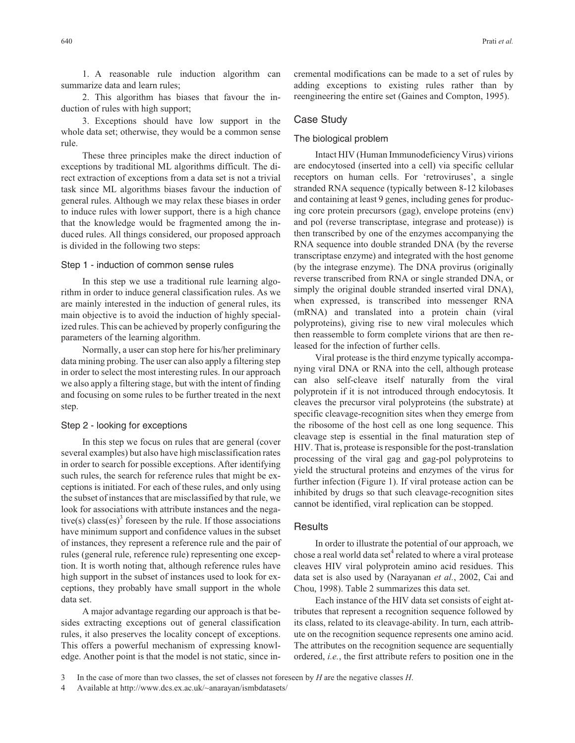1. A reasonable rule induction algorithm can summarize data and learn rules;

2. This algorithm has biases that favour the induction of rules with high support;

3. Exceptions should have low support in the whole data set; otherwise, they would be a common sense rule.

These three principles make the direct induction of exceptions by traditional ML algorithms difficult. The direct extraction of exceptions from a data set is not a trivial task since ML algorithms biases favour the induction of general rules. Although we may relax these biases in order to induce rules with lower support, there is a high chance that the knowledge would be fragmented among the induced rules. All things considered, our proposed approach is divided in the following two steps:

### Step 1 - induction of common sense rules

In this step we use a traditional rule learning algorithm in order to induce general classification rules. As we are mainly interested in the induction of general rules, its main objective is to avoid the induction of highly specialized rules. This can be achieved by properly configuring the parameters of the learning algorithm.

Normally, a user can stop here for his/her preliminary data mining probing. The user can also apply a filtering step in order to select the most interesting rules. In our approach we also apply a filtering stage, but with the intent of finding and focusing on some rules to be further treated in the next step.

### Step 2 - looking for exceptions

In this step we focus on rules that are general (cover several examples) but also have high misclassification rates in order to search for possible exceptions. After identifying such rules, the search for reference rules that might be exceptions is initiated. For each of these rules, and only using the subset of instances that are misclassified by that rule, we look for associations with attribute instances and the negative(s) class(es)[3] foreseen by the rule. If those associations have minimum support and confidence values in the subset of instances, they represent a reference rule and the pair of rules (general rule, reference rule) representing one exception. It is worth noting that, although reference rules have high support in the subset of instances used to look for exceptions, they probably have small support in the whole data set.

A major advantage regarding our approach is that besides extracting exceptions out of general classification rules, it also preserves the locality concept of exceptions. This offers a powerful mechanism of expressing knowledge. Another point is that the model is not static, since incremental modifications can be made to a set of rules by adding exceptions to existing rules rather than by reengineering the entire set (Gaines and Compton, 1995).

## Case Study

### The biological problem

Intact HIV (Human Immunodeficiency Virus) virions are endocytosed (inserted into a cell) via specific cellular receptors on human cells. For 'retroviruses', a single stranded RNA sequence (typically between 8-12 kilobases and containing at least 9 genes, including genes for producing core protein precursors (gag), envelope proteins (env) and pol (reverse transcriptase, integrase and protease)) is then transcribed by one of the enzymes accompanying the RNA sequence into double stranded DNA (by the reverse transcriptase enzyme) and integrated with the host genome (by the integrase enzyme). The DNA provirus (originally reverse transcribed from RNA or single stranded DNA, or simply the original double stranded inserted viral DNA), when expressed, is transcribed into messenger RNA (mRNA) and translated into a protein chain (viral polyproteins), giving rise to new viral molecules which then reassemble to form complete virions that are then released for the infection of further cells.

Viral protease is the third enzyme typically accompanying viral DNA or RNA into the cell, although protease can also self-cleave itself naturally from the viral polyprotein if it is not introduced through endocytosis. It cleaves the precursor viral polyproteins (the substrate) at specific cleavage-recognition sites when they emerge from the ribosome of the host cell as one long sequence. This cleavage step is essential in the final maturation step of HIV. That is, protease is responsible for the post-translation processing of the viral gag and gag-pol polyproteins to yield the structural proteins and enzymes of the virus for further infection (Figure 1). If viral protease action can be inhibited by drugs so that such cleavage-recognition sites cannot be identified, viral replication can be stopped.

## Results

In order to illustrate the potential of our approach, we chose a real world data set[4] related to where a viral protease cleaves HIV viral polyprotein amino acid residues. This data set is also used by (Narayanan *et al.*, 2002, Cai and Chou, 1998). Table 2 summarizes this data set.

Each instance of the HIV data set consists of eight attributes that represent a recognition sequence followed by its class, related to its cleavage-ability. In turn, each attribute on the recognition sequence represents one amino acid. The attributes on the recognition sequence are sequentially ordered, *i.e.*, the first attribute refers to position one in the

---

3 In the case of more than two classes, the set of classes not foreseen by $H$ are the negative classes $H$.

4 Available at http://www.dcs.ex.ac.uk/~anarayan/ismbdatasets/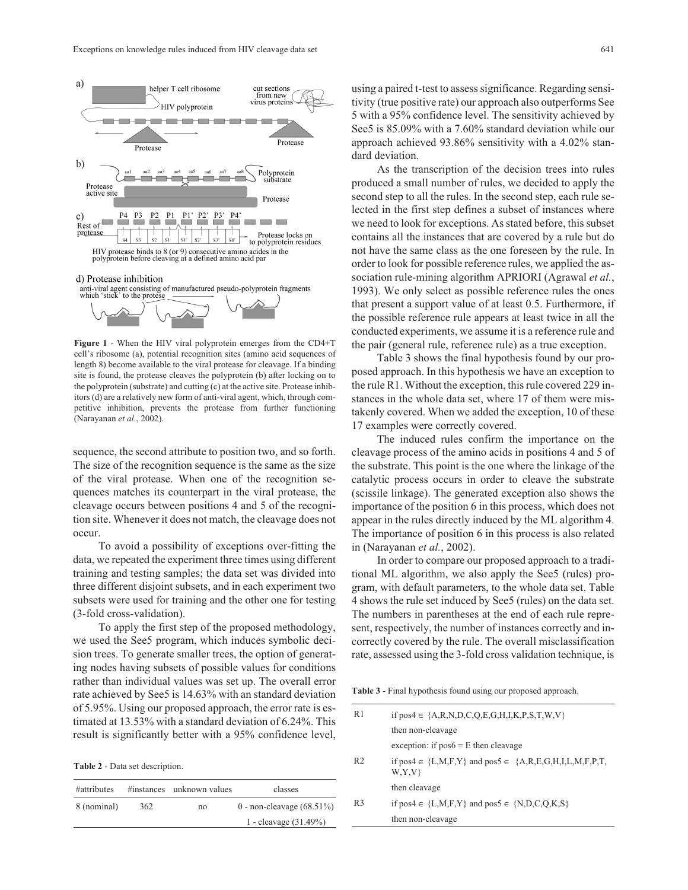Figure 1 - When the HIV viral polyprotein emerges from the CD4+T cell's ribosome (a), potential recognition sites (amino acid sequences of length 8) become available to the viral protease for cleavage. If a binding site is found, the protease cleaves the polyprotein (b) after locking on to the polyprotein (substrate) and cutting (c) at the active site. Protease inhibitors (d) are a relatively new form of anti-viral agent, which, through competitive inhibition, prevents the protease from further functioning (Narayanan *et al.*, 2002).

sequence, the second attribute to position two, and so forth. The size of the recognition sequence is the same as the size of the viral protease. When one of the recognition sequences matches its counterpart in the viral protease, the cleavage occurs between positions 4 and 5 of the recognition site. Whenever it does not match, the cleavage does not occur.

To avoid a possibility of exceptions over-fitting the data, we repeated the experiment three times using different training and testing samples; the data set was divided into three different disjoint subsets, and in each experiment two subsets were used for training and the other one for testing (3-fold cross-validation).

To apply the first step of the proposed methodology, we used the See5 program, which induces symbolic decision trees. To generate smaller trees, the option of generating nodes having subsets of possible values for conditions rather than individual values was set up. The overall error rate achieved by See5 is 14.63% with an standard deviation of 5.95%. Using our proposed approach, the error rate is estimated at 13.53% with a standard deviation of 6.24%. This result is significantly better with a 95% confidence level,

**Table 2** - Data set description.

| #attributes | #instances | unknown values | classes |
|---|---|---|---|
| 8 (nominal) | 362 | no | 0 - non-cleavage (68.51%) |
| | | | 1 - cleavage (31.49%) |

using a paired t-test to assess significance. Regarding sensitivity (true positive rate) our approach also outperforms See 5 with a 95% confidence level. The sensitivity achieved by See5 is 85.09% with a 7.60% standard deviation while our approach achieved 93.86% sensitivity with a 4.02% standard deviation.

As the transcription of the decision trees into rules produced a small number of rules, we decided to apply the second step to all the rules. In the second step, each rule selected in the first step defines a subset of instances where we need to look for exceptions. As stated before, this subset contains all the instances that are covered by a rule but do not have the same class as the one foreseen by the rule. In order to look for possible reference rules, we applied the association rule-mining algorithm APRIORI (Agrawal *et al.*, 1993). We only select as possible reference rules the ones that present a support value of at least 0.5. Furthermore, if the possible reference rule appears at least twice in all the conducted experiments, we assume it is a reference rule and the pair (general rule, reference rule) as a true exception.

Table 3 shows the final hypothesis found by our proposed approach. In this hypothesis we have an exception to the rule R1. Without the exception, this rule covered 229 instances in the whole data set, where 17 of them were mistakenly covered. When we added the exception, 10 of these 17 examples were correctly covered.

The induced rules confirm the importance on the cleavage process of the amino acids in positions 4 and 5 of the substrate. This point is the one where the linkage of the catalytic process occurs in order to cleave the substrate (scissile linkage). The generated exception also shows the importance of the position 6 in this process, which does not appear in the rules directly induced by the ML algorithm 4. The importance of position 6 in this process is also related in (Narayanan *et al.*, 2002).

In order to compare our proposed approach to a traditional ML algorithm, we also apply the See5 (rules) program, with default parameters, to the whole data set. Table 4 shows the rule set induced by See5 (rules) on the data set. The numbers in parentheses at the end of each rule represent, respectively, the number of instances correctly and incorrectly covered by the rule. The overall misclassification rate, assessed using the 3-fold cross validation technique, is

**Table 3** - Final hypothesis found using our proposed approach.

| | |
|---|---|
| R1 | if pos4 ∈ {A,R,N,D,C,Q,E,G,H,I,K,P,S,T,W,V} |
| | then non-cleavage |
| | exception: if pos6 = E then cleavage |
| R2 | if pos4 ∈ {L,M,F,Y} and pos5 ∈ {A,R,E,G,H,I,L,M,F,P,T,W,Y,V} |
| | then cleavage |
| R3 | if pos4 ∈ {L,M,F,Y} and pos5 ∈ {N,D,C,Q,K,S} |
| | then non-cleavage |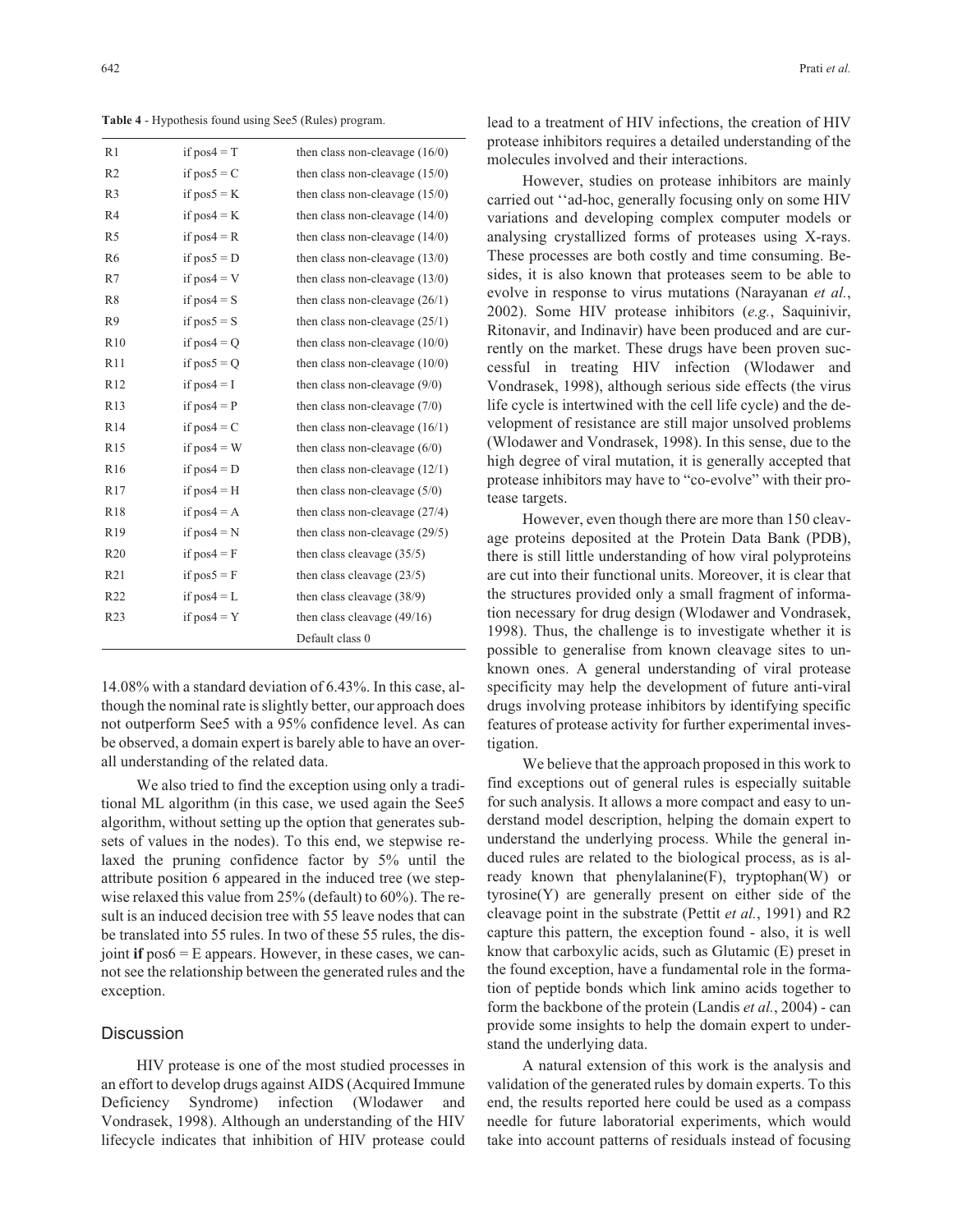**Table 4** - Hypothesis found using See5 (Rules) program.

| | | |
|---|---|---|
| R1 | if pos4 = T | then class non-cleavage (16/0) |
| R2 | if pos5 = C | then class non-cleavage (15/0) |
| R3 | if pos5 = K | then class non-cleavage (15/0) |
| R4 | if pos4 = K | then class non-cleavage (14/0) |
| R5 | if pos4 = R | then class non-cleavage (14/0) |
| R6 | if pos5 = D | then class non-cleavage (13/0) |
| R7 | if pos4 = V | then class non-cleavage (13/0) |
| R8 | if pos4 = S | then class non-cleavage (26/1) |
| R9 | if pos5 = S | then class non-cleavage (25/1) |
| R10 | if pos4 = Q | then class non-cleavage (10/0) |
| R11 | if pos5 = Q | then class non-cleavage (10/0) |
| R12 | if pos4 = I | then class non-cleavage (9/0) |
| R13 | if pos4 = P | then class non-cleavage (7/0) |
| R14 | if pos4 = C | then class non-cleavage (16/1) |
| R15 | if pos4 = W | then class non-cleavage (6/0) |
| R16 | if pos4 = D | then class non-cleavage (12/1) |
| R17 | if pos4 = H | then class non-cleavage (5/0) |
| R18 | if pos4 = A | then class non-cleavage (27/4) |
| R19 | if pos4 = N | then class non-cleavage (29/5) |
| R20 | if pos4 = F | then class cleavage (35/5) |
| R21 | if pos5 = F | then class cleavage (23/5) |
| R22 | if pos4 = L | then class cleavage (38/9) |
| R23 | if pos4 = Y | then class cleavage (49/16) |
| | | Default class 0 |

14.08% with a standard deviation of 6.43%. In this case, although the nominal rate is slightly better, our approach does not outperform See5 with a 95% confidence level. As can be observed, a domain expert is barely able to have an overall understanding of the related data.

We also tried to find the exception using only a traditional ML algorithm (in this case, we used again the See5 algorithm, without setting up the option that generates subsets of values in the nodes). To this end, we stepwise relaxed the pruning confidence factor by 5% until the attribute position 6 appeared in the induced tree (we stepwise relaxed this value from 25% (default) to 60%). The result is an induced decision tree with 55 leave nodes that can be translated into 55 rules. In two of these 55 rules, the disjoint **if** pos6 = E appears. However, in these cases, we cannot see the relationship between the generated rules and the exception.

## Discussion

HIV protease is one of the most studied processes in an effort to develop drugs against AIDS (Acquired Immune Deficiency Syndrome) infection (Wlodawer and Vondrasek, 1998). Although an understanding of the HIV lifecycle indicates that inhibition of HIV protease could lead to a treatment of HIV infections, the creation of HIV protease inhibitors requires a detailed understanding of the molecules involved and their interactions.

However, studies on protease inhibitors are mainly carried out ''ad-hoc, generally focusing only on some HIV variations and developing complex computer models or analysing crystallized forms of proteases using X-rays. These processes are both costly and time consuming. Besides, it is also known that proteases seem to be able to evolve in response to virus mutations (Narayanan *et al.*, 2002). Some HIV protease inhibitors (*e.g.*, Saquinivir, Ritonavir, and Indinavir) have been produced and are currently on the market. These drugs have been proven successful in treating HIV infection (Wlodawer and Vondrasek, 1998), although serious side effects (the virus life cycle is intertwined with the cell life cycle) and the development of resistance are still major unsolved problems (Wlodawer and Vondrasek, 1998). In this sense, due to the high degree of viral mutation, it is generally accepted that protease inhibitors may have to "co-evolve" with their protease targets.

However, even though there are more than 150 cleavage proteins deposited at the Protein Data Bank (PDB), there is still little understanding of how viral polyproteins are cut into their functional units. Moreover, it is clear that the structures provided only a small fragment of information necessary for drug design (Wlodawer and Vondrasek, 1998). Thus, the challenge is to investigate whether it is possible to generalise from known cleavage sites to unknown ones. A general understanding of viral protease specificity may help the development of future anti-viral drugs involving protease inhibitors by identifying specific features of protease activity for further experimental investigation.

We believe that the approach proposed in this work to find exceptions out of general rules is especially suitable for such analysis. It allows a more compact and easy to understand model description, helping the domain expert to understand the underlying process. While the general induced rules are related to the biological process, as is already known that phenylalanine(F), tryptophan(W) or tyrosine(Y) are generally present on either side of the cleavage point in the substrate (Pettit *et al.*, 1991) and R2 capture this pattern, the exception found - also, it is well know that carboxylic acids, such as Glutamic (E) preset in the found exception, have a fundamental role in the formation of peptide bonds which link amino acids together to form the backbone of the protein (Landis *et al.*, 2004) - can provide some insights to help the domain expert to understand the underlying data.

A natural extension of this work is the analysis and validation of the generated rules by domain experts. To this end, the results reported here could be used as a compass needle for future laboratorial experiments, which would take into account patterns of residuals instead of focusing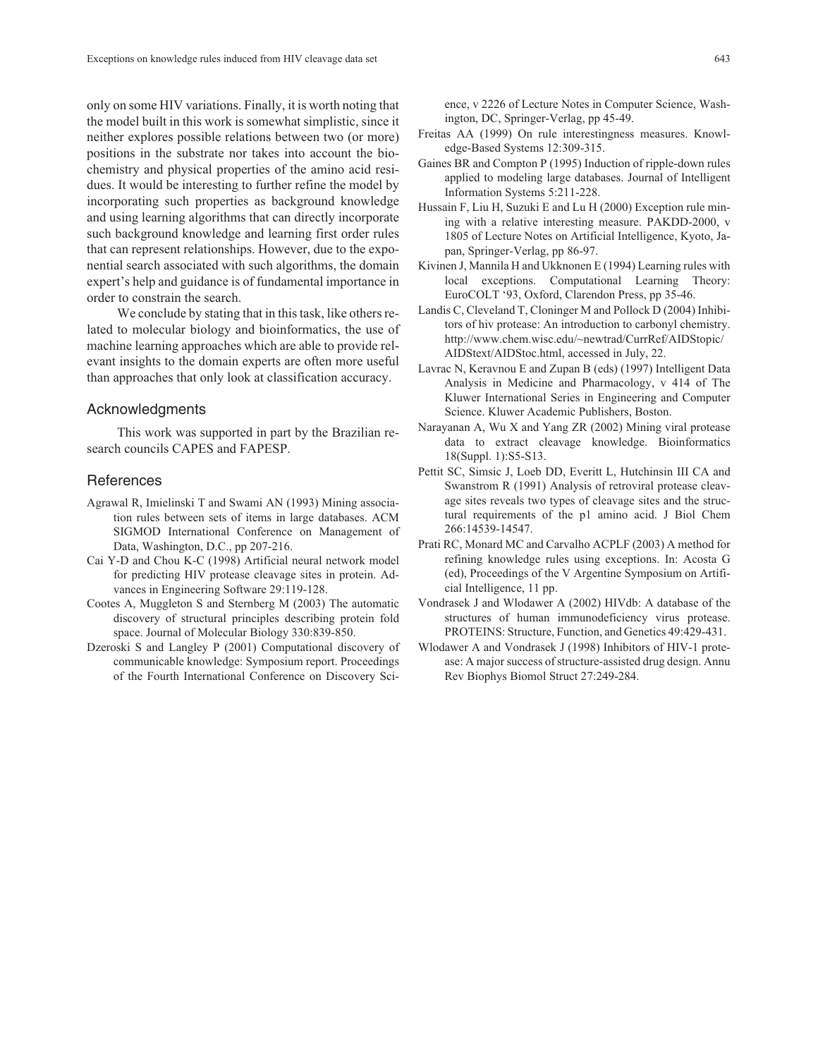only on some HIV variations. Finally, it is worth noting that the model built in this work is somewhat simplistic, since it neither explores possible relations between two (or more) positions in the substrate nor takes into account the biochemistry and physical properties of the amino acid residues. It would be interesting to further refine the model by incorporating such properties as background knowledge and using learning algorithms that can directly incorporate such background knowledge and learning first order rules that can represent relationships. However, due to the exponential search associated with such algorithms, the domain expert's help and guidance is of fundamental importance in order to constrain the search.

We conclude by stating that in this task, like others related to molecular biology and bioinformatics, the use of machine learning approaches which are able to provide relevant insights to the domain experts are often more useful than approaches that only look at classification accuracy.

## Acknowledgments

This work was supported in part by the Brazilian research councils CAPES and FAPESP.

## References

Agrawal R, Imielinski T and Swami AN (1993) Mining association rules between sets of items in large databases. ACM SIGMOD International Conference on Management of Data, Washington, D.C., pp 207-216.

Cai Y-D and Chou K-C (1998) Artificial neural network model for predicting HIV protease cleavage sites in protein. Advances in Engineering Software 29:119-128.

Cootes A, Muggleton S and Sternberg M (2003) The automatic discovery of structural principles describing protein fold space. Journal of Molecular Biology 330:839-850.

Dzeroski S and Langley P (2001) Computational discovery of communicable knowledge: Symposium report. Proceedings of the Fourth International Conference on Discovery Science, v 2226 of Lecture Notes in Computer Science, Washington, DC, Springer-Verlag, pp 45-49.

Freitas AA (1999) On rule interestingness measures. Knowledge-Based Systems 12:309-315.

Gaines BR and Compton P (1995) Induction of ripple-down rules applied to modeling large databases. Journal of Intelligent Information Systems 5:211-228.

Hussain F, Liu H, Suzuki E and Lu H (2000) Exception rule mining with a relative interesting measure. PAKDD-2000, v 1805 of Lecture Notes on Artificial Intelligence, Kyoto, Japan, Springer-Verlag, pp 86-97.

Kivinen J, Mannila H and Ukknonen E (1994) Learning rules with local exceptions. Computational Learning Theory: EuroCOLT '93, Oxford, Clarendon Press, pp 35-46.

Landis C, Cleveland T, Cloninger M and Pollock D (2004) Inhibitors of hiv protease: An introduction to carbonyl chemistry. http://www.chem.wisc.edu/~newtrad/CurrRef/AIDStopic/AIDStext/AIDStoc.html, accessed in July, 22.

Lavrac N, Keravnou E and Zupan B (eds) (1997) Intelligent Data Analysis in Medicine and Pharmacology, v 414 of The Kluwer International Series in Engineering and Computer Science. Kluwer Academic Publishers, Boston.

Narayanan A, Wu X and Yang ZR (2002) Mining viral protease data to extract cleavage knowledge. Bioinformatics 18(Suppl. 1):S5-S13.

Pettit SC, Simsic J, Loeb DD, Everitt L, Hutchinsin III CA and Swanstrom R (1991) Analysis of retroviral protease cleavage sites reveals two types of cleavage sites and the structural requirements of the p1 amino acid. J Biol Chem 266:14539-14547.

Prati RC, Monard MC and Carvalho ACPLF (2003) A method for refining knowledge rules using exceptions. In: Acosta G (ed), Proceedings of the V Argentine Symposium on Artificial Intelligence, 11 pp.

Vondrasek J and Wlodawer A (2002) HIVdb: A database of the structures of human immunodeficiency virus protease. PROTEINS: Structure, Function, and Genetics 49:429-431.

Wlodawer A and Vondrasek J (1998) Inhibitors of HIV-1 protease: A major success of structure-assisted drug design. Annu Rev Biophys Biomol Struct 27:249-284.